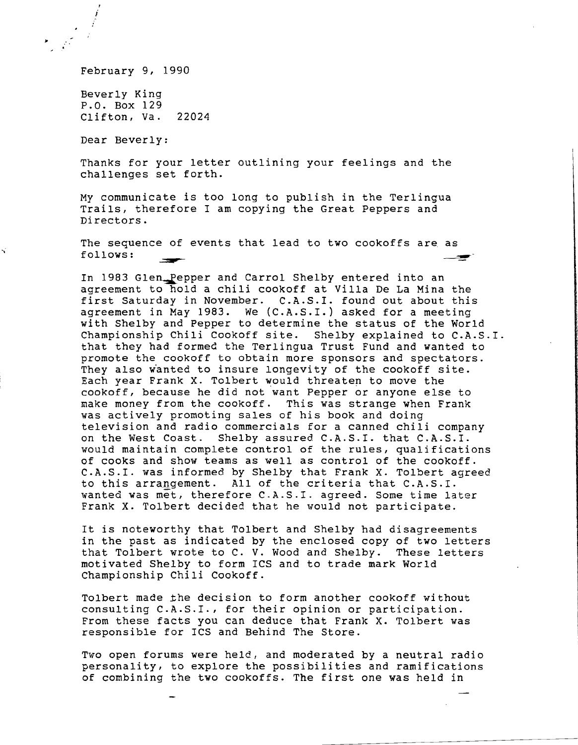February 9, 1990

Beverly King
P.O. Box 129
Clifton, Va. 22024

Dear Beverly:

Thanks for your letter outlining your feelings and the challenges set forth.

My communicate is too long to publish in the Terlingua Trails, therefore I am copying the Great Peppers and Directors.

The sequence of events that lead to two cookoffs are as follows:

In 1983 Glen Pepper and Carrol Shelby entered into an agreement to hold a chili cookoff at Villa De La Mina the first Saturday in November. C.A.S.I. found out about this agreement in May 1983. We (C.A.S.I.) asked for a meeting with Shelby and Pepper to determine the status of the World Championship Chili Cookoff site. Shelby explained to C.A.S.I. that they had formed the Terlingua Trust Fund and wanted to promote the cookoff to obtain more sponsors and spectators. They also wanted to insure longevity of the cookoff site. Each year Frank X. Tolbert would threaten to move the cookoff, because he did not want Pepper or anyone else to make money from the cookoff. This was strange when Frank was actively promoting sales of his book and doing television and radio commercials for a canned chili company on the West Coast. Shelby assured C.A.S.I. that C.A.S.I. would maintain complete control of the rules, qualifications of cooks and show teams as well as control of the cookoff. C.A.S.I. was informed by Shelby that Frank X. Tolbert agreed to this arrangement. All of the criteria that C.A.S.I. wanted was met, therefore C.A.S.I. agreed. Some time later Frank X. Tolbert decided that he would not participate.

It is noteworthy that Tolbert and Shelby had disagreements in the past as indicated by the enclosed copy of two letters that Tolbert wrote to C. V. Wood and Shelby. These letters motivated Shelby to form ICS and to trade mark World Championship Chili Cookoff.

Tolbert made the decision to form another cookoff without consulting C.A.S.I., for their opinion or participation. From these facts you can deduce that Frank X. Tolbert was responsible for ICS and Behind The Store.

Two open forums were held, and moderated by a neutral radio personality, to explore the possibilities and ramifications of combining the two cookoffs. The first one was held in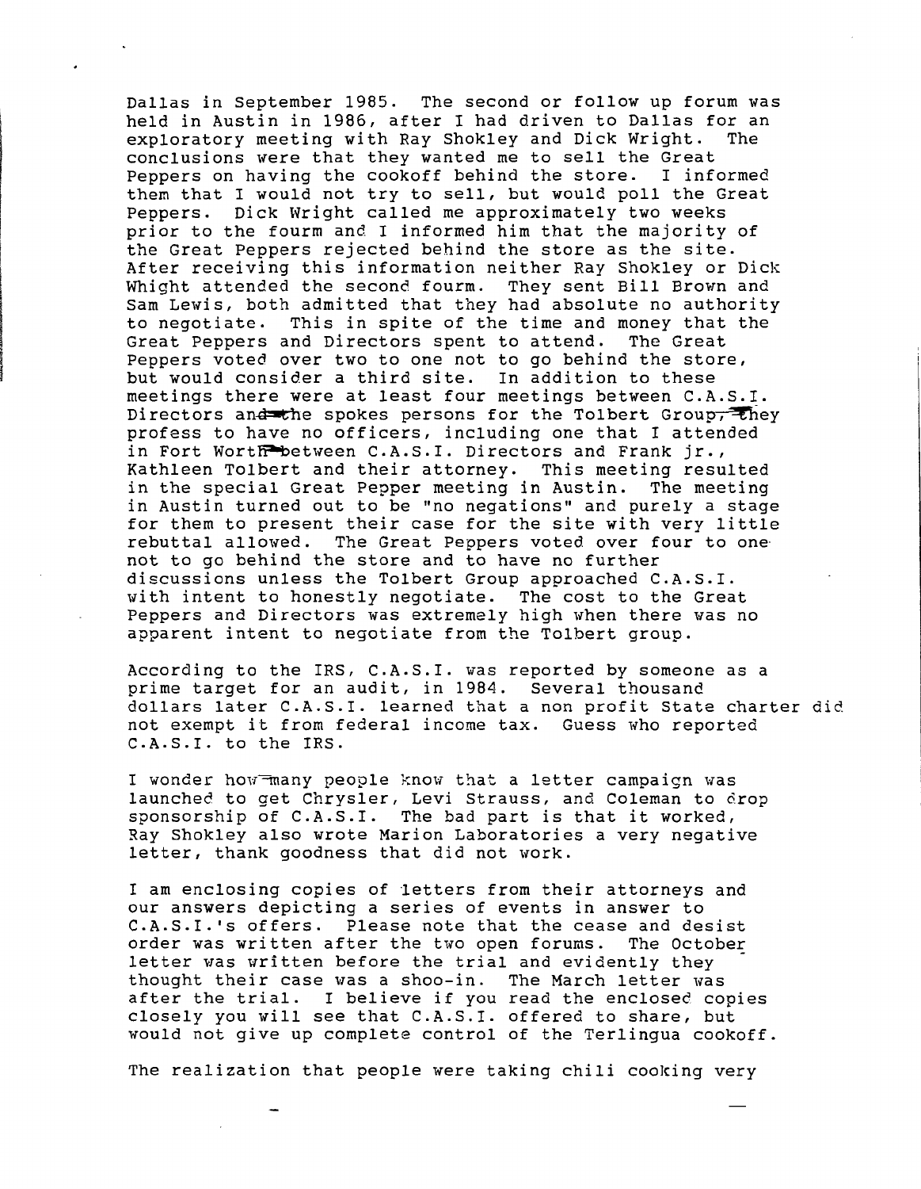Dallas in September 1985. The second or follow up forum was held in Austin in 1986, after I had driven to Dallas for an exploratory meeting with Ray Shokley and Dick Wright. The conclusions were that they wanted me to sell the Great Peppers on having the cookoff behind the store. I informed them that I would not try to sell, but would poll the Great Peppers. Dick Wright called me approximately two weeks prior to the fourm and I informed him that the majority of the Great Peppers rejected behind the store as the site. After receiving this information neither Ray Shokley or Dick Whight attended the second fourm. They sent Bill Brown and Sam Lewis, both admitted that they had absolute no authority to negotiate. This in spite of the time and money that the Great Peppers and Directors spent to attend. The Great Peppers voted over two to one not to go behind the store, but would consider a third site. In addition to these meetings there were at least four meetings between C.A.S.I. Directors and the spokes persons for the Tolbert Group, they profess to have no officers, including one that I attended in Fort Worth between C.A.S.I. Directors and Frank jr., Kathleen Tolbert and their attorney. This meeting resulted in the special Great Pepper meeting in Austin. The meeting in Austin turned out to be "no negations" and purely a stage for them to present their case for the site with very little rebuttal allowed. The Great Peppers voted over four to one not to go behind the store and to have no further discussions unless the Tolbert Group approached C.A.S.I. with intent to honestly negotiate. The cost to the Great Peppers and Directors was extremely high when there was no apparent intent to negotiate from the Tolbert group.

According to the IRS, C.A.S.I. was reported by someone as a prime target for an audit, in 1984. Several thousand dollars later C.A.S.I. learned that a non profit State charter did not exempt it from federal income tax. Guess who reported C.A.S.I. to the IRS.

I wonder how many people know that a letter campaign was launched to get Chrysler, Levi Strauss, and Coleman to drop sponsorship of C.A.S.I. The bad part is that it worked, Ray Shokley also wrote Marion Laboratories a very negative letter, thank goodness that did not work.

I am enclosing copies of letters from their attorneys and our answers depicting a series of events in answer to C.A.S.I.'s offers. Please note that the cease and desist order was written after the two open forums. The October letter was written before the trial and evidently they thought their case was a shoo-in. The March letter was after the trial. I believe if you read the enclosed copies closely you will see that C.A.S.I. offered to share, but would not give up complete control of the Terlingua cookoff.

The realization that people were taking chili cooking very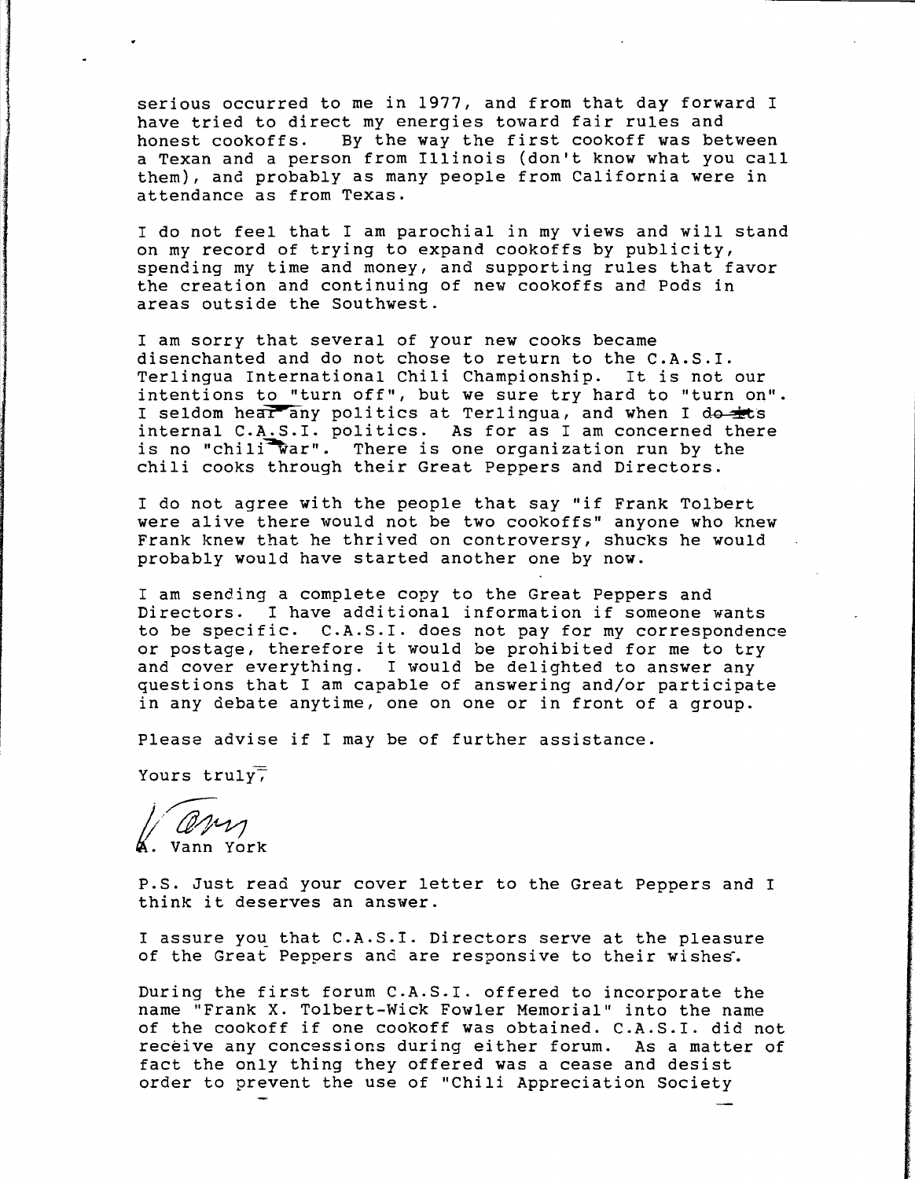serious occurred to me in 1977, and from that day forward I have tried to direct my energies toward fair rules and honest cookoffs. By the way the first cookoff was between a Texan and a person from Illinois (don't know what you call them), and probably as many people from California were in attendance as from Texas.

I do not feel that I am parochial in my views and will stand on my record of trying to expand cookoffs by publicity, spending my time and money, and supporting rules that favor the creation and continuing of new cookoffs and Pods in areas outside the Southwest.

I am sorry that several of your new cooks became disenchanted and do not chose to return to the C.A.S.I. Terlingua International Chili Championship. It is not our intentions to "turn off", but we sure try hard to "turn on". I seldom hear any politics at Terlingua, and when I do its internal C.A.S.I. politics. As for as I am concerned there is no "chili war". There is one organization run by the chili cooks through their Great Peppers and Directors.

I do not agree with the people that say "if Frank Tolbert were alive there would not be two cookoffs" anyone who knew Frank knew that he thrived on controversy, shucks he would probably would have started another one by now.

I am sending a complete copy to the Great Peppers and Directors. I have additional information if someone wants to be specific. C.A.S.I. does not pay for my correspondence or postage, therefore it would be prohibited for me to try and cover everything. I would be delighted to answer any questions that I am capable of answering and/or participate in any debate anytime, one on one or in front of a group.

Please advise if I may be of further assistance.

Yours truly,

A. Vann York

P.S. Just read your cover letter to the Great Peppers and I think it deserves an answer.

I assure you that C.A.S.I. Directors serve at the pleasure of the Great Peppers and are responsive to their wishes.

During the first forum C.A.S.I. offered to incorporate the name "Frank X. Tolbert-Wick Fowler Memorial" into the name of the cookoff if one cookoff was obtained. C.A.S.I. did not receive any concessions during either forum. As a matter of fact the only thing they offered was a cease and desist order to prevent the use of "Chili Appreciation Society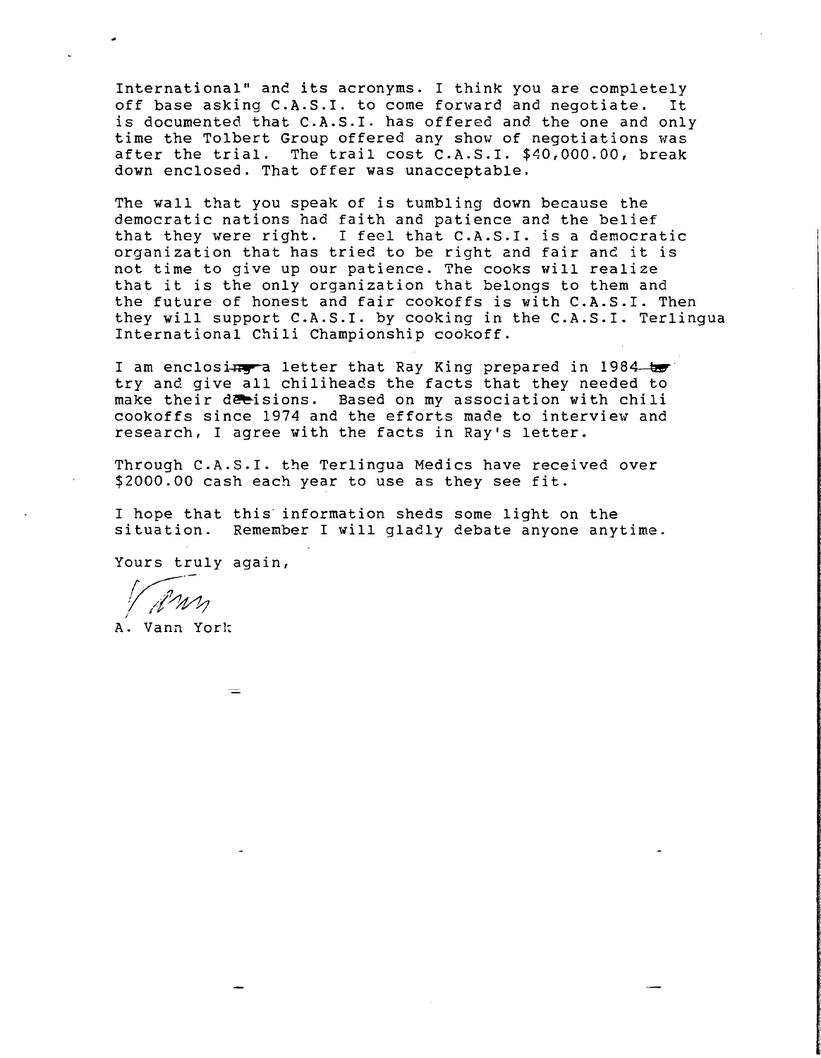International" and its acronyms. I think you are completely off base asking C.A.S.I. to come forward and negotiate. It is documented that C.A.S.I. has offered and the one and only time the Tolbert Group offered any show of negotiations was after the trial. The trail cost C.A.S.I. $40,000.00, break down enclosed. That offer was unacceptable.

The wall that you speak of is tumbling down because the democratic nations had faith and patience and the belief that they were right. I feel that C.A.S.I. is a democratic organization that has tried to be right and fair and it is not time to give up our patience. The cooks will realize that it is the only organization that belongs to them and the future of honest and fair cookoffs is with C.A.S.I. Then they will support C.A.S.I. by cooking in the C.A.S.I. Terlingua International Chili Championship cookoff.

I am enclosing a letter that Ray King prepared in 1984 to try and give all chiliheads the facts that they needed to make their decisions. Based on my association with chili cookoffs since 1974 and the efforts made to interview and research, I agree with the facts in Ray's letter.

Through C.A.S.I. the Terlingua Medics have received over $2000.00 cash each year to use as they see fit.

I hope that this information sheds some light on the situation. Remember I will gladly debate anyone anytime.

Yours truly again,

Vann

A. Vann York